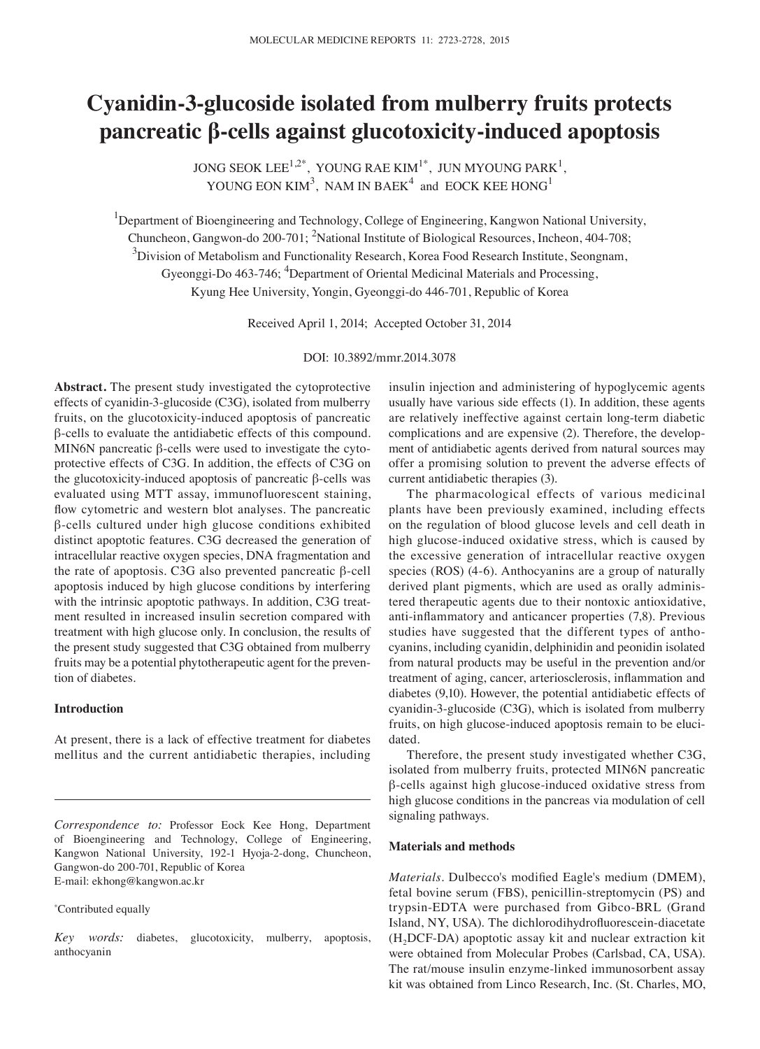# Cyanidin-3-glucoside isolated from mulberry fruits protects pancreatic β-cells against glucotoxicity-induced apoptosis

JONG SEOK LEE[1,2*], YOUNG RAE KIM[1*], JUN MYOUNG PARK[1], YOUNG EON KIM[3], NAM IN BAEK[4] and EOCK KEE HONG[1]

[1]Department of Bioengineering and Technology, College of Engineering, Kangwon National University, Chuncheon, Gangwon-do 200-701; [2]National Institute of Biological Resources, Incheon, 404-708; [3]Division of Metabolism and Functionality Research, Korea Food Research Institute, Seongnam, Gyeonggi-Do 463-746; [4]Department of Oriental Medicinal Materials and Processing, Kyung Hee University, Yongin, Gyeonggi-do 446-701, Republic of Korea

Received April 1, 2014; Accepted October 31, 2014

DOI: 10.3892/mmr.2014.3078

**Abstract.** The present study investigated the cytoprotective effects of cyanidin-3-glucoside (C3G), isolated from mulberry fruits, on the glucotoxicity-induced apoptosis of pancreatic β-cells to evaluate the antidiabetic effects of this compound. MIN6N pancreatic β-cells were used to investigate the cytoprotective effects of C3G. In addition, the effects of C3G on the glucotoxicity-induced apoptosis of pancreatic β-cells was evaluated using MTT assay, immunofluorescent staining, flow cytometric and western blot analyses. The pancreatic β-cells cultured under high glucose conditions exhibited distinct apoptotic features. C3G decreased the generation of intracellular reactive oxygen species, DNA fragmentation and the rate of apoptosis. C3G also prevented pancreatic β-cell apoptosis induced by high glucose conditions by interfering with the intrinsic apoptotic pathways. In addition, C3G treatment resulted in increased insulin secretion compared with treatment with high glucose only. In conclusion, the results of the present study suggested that C3G obtained from mulberry fruits may be a potential phytotherapeutic agent for the prevention of diabetes.

## Introduction

At present, there is a lack of effective treatment for diabetes mellitus and the current antidiabetic therapies, including insulin injection and administering of hypoglycemic agents usually have various side effects (1). In addition, these agents are relatively ineffective against certain long-term diabetic complications and are expensive (2). Therefore, the development of antidiabetic agents derived from natural sources may offer a promising solution to prevent the adverse effects of current antidiabetic therapies (3).

The pharmacological effects of various medicinal plants have been previously examined, including effects on the regulation of blood glucose levels and cell death in high glucose-induced oxidative stress, which is caused by the excessive generation of intracellular reactive oxygen species (ROS) (4-6). Anthocyanins are a group of naturally derived plant pigments, which are used as orally administered therapeutic agents due to their nontoxic antioxidative, anti-inflammatory and anticancer properties (7,8). Previous studies have suggested that the different types of anthocyanins, including cyanidin, delphinidin and peonidin isolated from natural products may be useful in the prevention and/or treatment of aging, cancer, arteriosclerosis, inflammation and diabetes (9,10). However, the potential antidiabetic effects of cyanidin-3-glucoside (C3G), which is isolated from mulberry fruits, on high glucose-induced apoptosis remain to be elucidated.

Therefore, the present study investigated whether C3G, isolated from mulberry fruits, protected MIN6N pancreatic β-cells against high glucose-induced oxidative stress from high glucose conditions in the pancreas via modulation of cell signaling pathways.

## Materials and methods

*Materials.* Dulbecco's modified Eagle's medium (DMEM), fetal bovine serum (FBS), penicillin-streptomycin (PS) and trypsin-EDTA were purchased from Gibco-BRL (Grand Island, NY, USA). The dichlorodihydrofluorescein-diacetate ($H_2$DCF-DA) apoptotic assay kit and nuclear extraction kit were obtained from Molecular Probes (Carlsbad, CA, USA). The rat/mouse insulin enzyme-linked immunosorbent assay kit was obtained from Linco Research, Inc. (St. Charles, MO,

---

*Correspondence to:* Professor Eock Kee Hong, Department of Bioengineering and Technology, College of Engineering, Kangwon National University, 192-1 Hyoja-2-dong, Chuncheon, Gangwon-do 200-701, Republic of Korea
E-mail: ekhong@kangwon.ac.kr

*Contributed equally

*Key words:* diabetes, glucotoxicity, mulberry, apoptosis, anthocyanin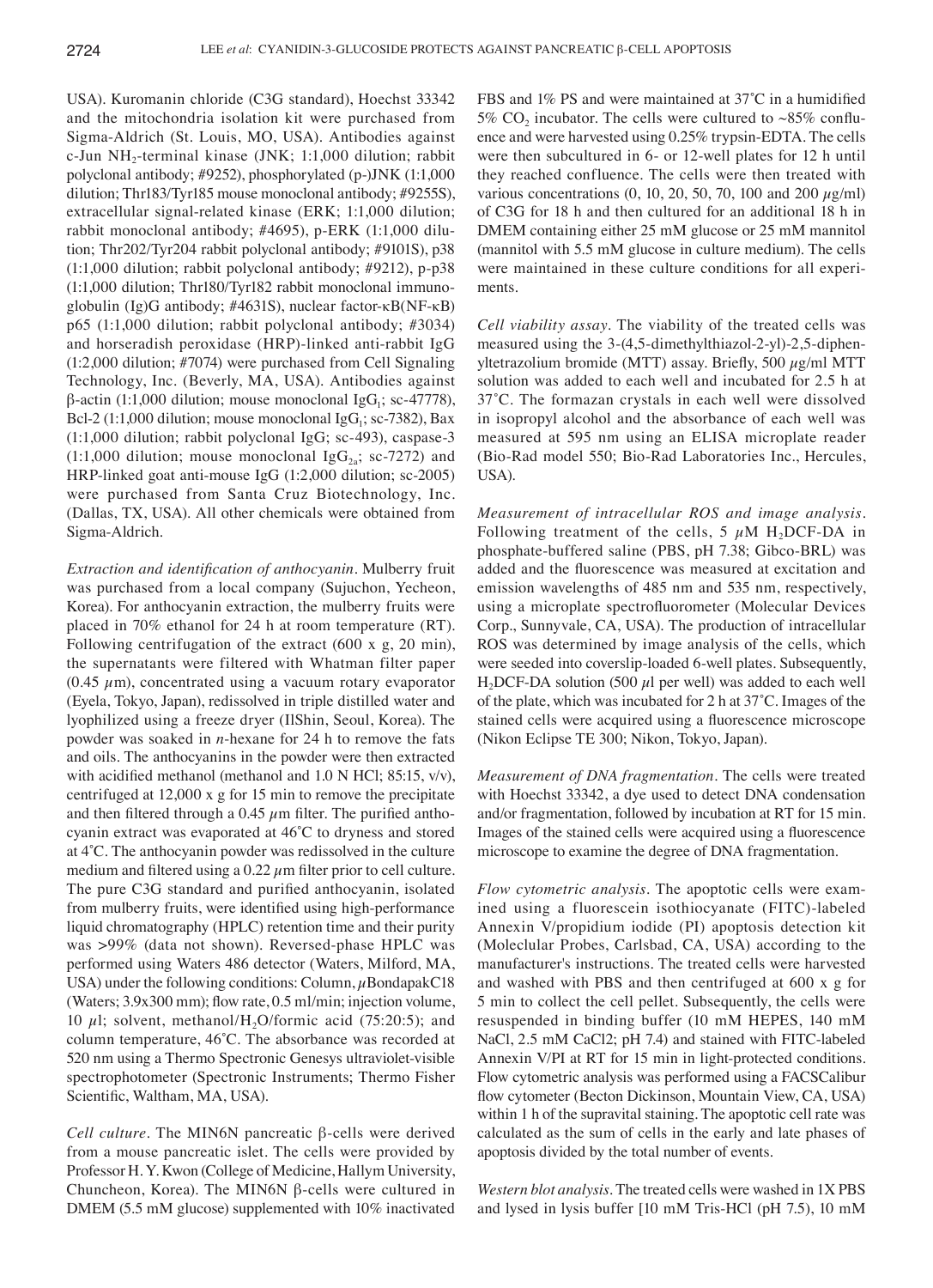USA). Kuromanin chloride (C3G standard), Hoechst 33342 and the mitochondria isolation kit were purchased from Sigma-Aldrich (St. Louis, MO, USA). Antibodies against c-Jun $NH_2$-terminal kinase (JNK; 1:1,000 dilution; rabbit polyclonal antibody; #9252), phosphorylated (p-)JNK (1:1,000 dilution; Thr183/Tyr185 mouse monoclonal antibody; #9255S), extracellular signal-related kinase (ERK; 1:1,000 dilution; rabbit monoclonal antibody; #4695), p-ERK (1:1,000 dilution; Thr202/Tyr204 rabbit polyclonal antibody; #9101S), p38 (1:1,000 dilution; rabbit polyclonal antibody; #9212), p-p38 (1:1,000 dilution; Thr180/Tyr182 rabbit monoclonal immunoglobulin (Ig)G antibody; #4631S), nuclear factor-κB(NF-κB) p65 (1:1,000 dilution; rabbit polyclonal antibody; #3034) and horseradish peroxidase (HRP)-linked anti-rabbit IgG (1:2,000 dilution; #7074) were purchased from Cell Signaling Technology, Inc. (Beverly, MA, USA). Antibodies against β-actin (1:1,000 dilution; mouse monoclonal $IgG_1$; sc-47778), Bcl-2 (1:1,000 dilution; mouse monoclonal $IgG_1$; sc-7382), Bax (1:1,000 dilution; rabbit polyclonal IgG; sc-493), caspase-3 (1:1,000 dilution; mouse monoclonal $IgG_{2a}$; sc-7272) and HRP-linked goat anti-mouse IgG (1:2,000 dilution; sc-2005) were purchased from Santa Cruz Biotechnology, Inc. (Dallas, TX, USA). All other chemicals were obtained from Sigma-Aldrich.

*Extraction and identification of anthocyanin.* Mulberry fruit was purchased from a local company (Sujuchon, Yecheon, Korea). For anthocyanin extraction, the mulberry fruits were placed in 70% ethanol for 24 h at room temperature (RT). Following centrifugation of the extract (600 x g, 20 min), the supernatants were filtered with Whatman filter paper (0.45 $\mu$m), concentrated using a vacuum rotary evaporator (Eyela, Tokyo, Japan), redissolved in triple distilled water and lyophilized using a freeze dryer (IlShin, Seoul, Korea). The powder was soaked in *n*-hexane for 24 h to remove the fats and oils. The anthocyanins in the powder were then extracted with acidified methanol (methanol and 1.0 N HCl; 85:15, v/v), centrifuged at 12,000 x g for 15 min to remove the precipitate and then filtered through a 0.45 $\mu$m filter. The purified anthocyanin extract was evaporated at 46˚C to dryness and stored at 4˚C. The anthocyanin powder was redissolved in the culture medium and filtered using a 0.22 $\mu$m filter prior to cell culture. The pure C3G standard and purified anthocyanin, isolated from mulberry fruits, were identified using high-performance liquid chromatography (HPLC) retention time and their purity was >99% (data not shown). Reversed-phase HPLC was performed using Waters 486 detector (Waters, Milford, MA, USA) under the following conditions: Column, $\mu$BondapakC18 (Waters; 3.9x300 mm); flow rate, 0.5 ml/min; injection volume, 10 $\mu$l; solvent, methanol/$H_2O$/formic acid (75:20:5); and column temperature, 46˚C. The absorbance was recorded at 520 nm using a Thermo Spectronic Genesys ultraviolet-visible spectrophotometer (Spectronic Instruments; Thermo Fisher Scientific, Waltham, MA, USA).

*Cell culture.* The MIN6N pancreatic β-cells were derived from a mouse pancreatic islet. The cells were provided by Professor H. Y. Kwon (College of Medicine, Hallym University, Chuncheon, Korea). The MIN6N β-cells were cultured in DMEM (5.5 mM glucose) supplemented with 10% inactivated FBS and 1% PS and were maintained at 37˚C in a humidified 5% $CO_2$ incubator. The cells were cultured to ~85% confluence and were harvested using 0.25% trypsin-EDTA. The cells were then subcultured in 6- or 12-well plates for 12 h until they reached confluence. The cells were then treated with various concentrations (0, 10, 20, 50, 70, 100 and 200 $\mu$g/ml) of C3G for 18 h and then cultured for an additional 18 h in DMEM containing either 25 mM glucose or 25 mM mannitol (mannitol with 5.5 mM glucose in culture medium). The cells were maintained in these culture conditions for all experiments.

*Cell viability assay.* The viability of the treated cells was measured using the 3-(4,5-dimethylthiazol-2-yl)-2,5-diphenyltetrazolium bromide (MTT) assay. Briefly, 500 $\mu$g/ml MTT solution was added to each well and incubated for 2.5 h at 37˚C. The formazan crystals in each well were dissolved in isopropyl alcohol and the absorbance of each well was measured at 595 nm using an ELISA microplate reader (Bio-Rad model 550; Bio-Rad Laboratories Inc., Hercules, USA).

*Measurement of intracellular ROS and image analysis.* Following treatment of the cells, 5 $\mu$M $H_2$DCF-DA in phosphate-buffered saline (PBS, pH 7.38; Gibco-BRL) was added and the fluorescence was measured at excitation and emission wavelengths of 485 nm and 535 nm, respectively, using a microplate spectrofluorometer (Molecular Devices Corp., Sunnyvale, CA, USA). The production of intracellular ROS was determined by image analysis of the cells, which were seeded into coverslip-loaded 6-well plates. Subsequently, $H_2$DCF-DA solution (500 $\mu$l per well) was added to each well of the plate, which was incubated for 2 h at 37˚C. Images of the stained cells were acquired using a fluorescence microscope (Nikon Eclipse TE 300; Nikon, Tokyo, Japan).

*Measurement of DNA fragmentation.* The cells were treated with Hoechst 33342, a dye used to detect DNA condensation and/or fragmentation, followed by incubation at RT for 15 min. Images of the stained cells were acquired using a fluorescence microscope to examine the degree of DNA fragmentation.

*Flow cytometric analysis.* The apoptotic cells were examined using a fluorescein isothiocyanate (FITC)-labeled Annexin V/propidium iodide (PI) apoptosis detection kit (Moleclular Probes, Carlsbad, CA, USA) according to the manufacturer's instructions. The treated cells were harvested and washed with PBS and then centrifuged at 600 x g for 5 min to collect the cell pellet. Subsequently, the cells were resuspended in binding buffer (10 mM HEPES, 140 mM NaCl, 2.5 mM CaCl2; pH 7.4) and stained with FITC-labeled Annexin V/PI at RT for 15 min in light-protected conditions. Flow cytometric analysis was performed using a FACSCalibur flow cytometer (Becton Dickinson, Mountain View, CA, USA) within 1 h of the supravital staining. The apoptotic cell rate was calculated as the sum of cells in the early and late phases of apoptosis divided by the total number of events.

*Western blot analysis.* The treated cells were washed in 1X PBS and lysed in lysis buffer [10 mM Tris-HCl (pH 7.5), 10 mM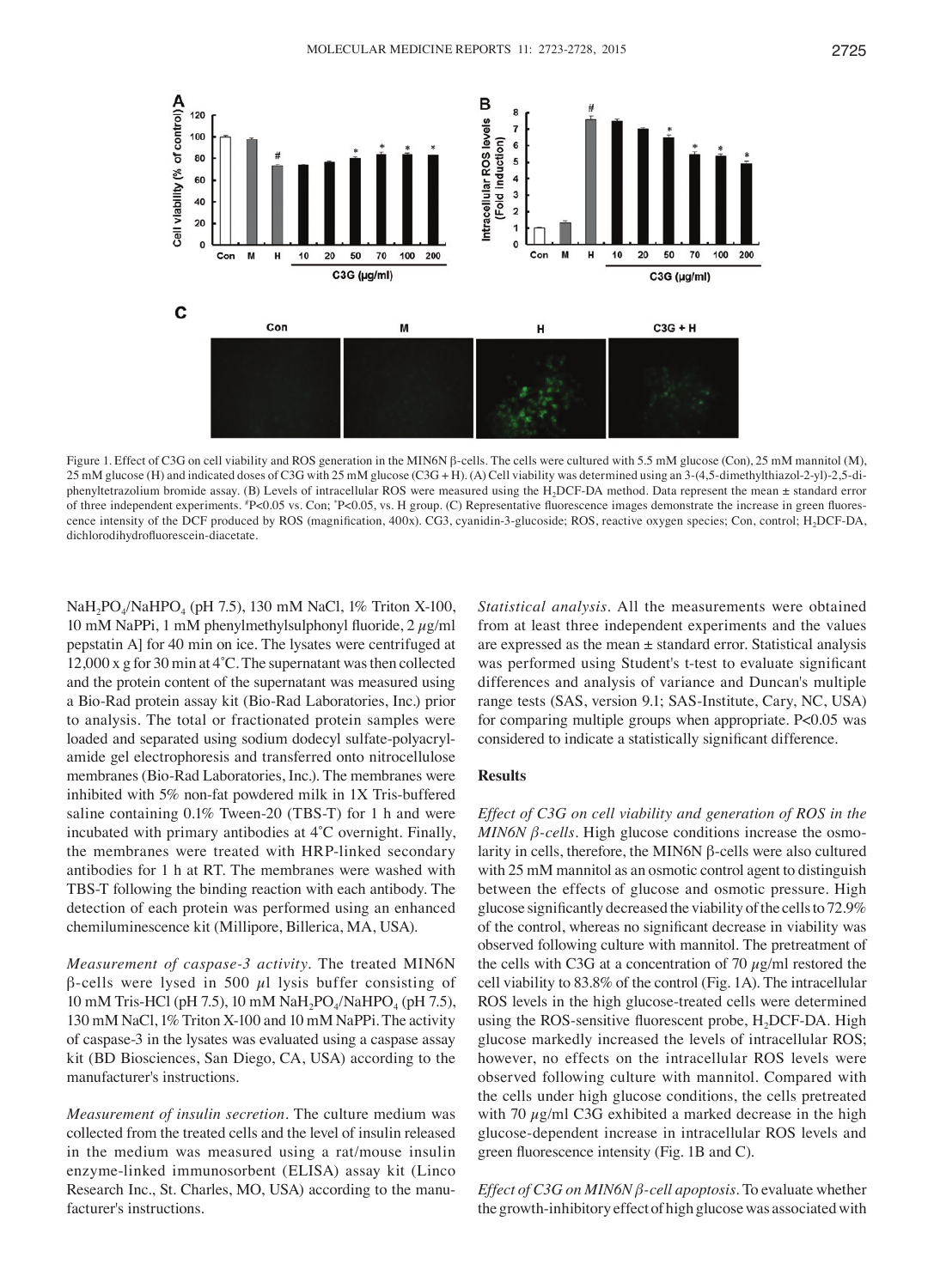Figure 1. Effect of C3G on cell viability and ROS generation in the MIN6N β-cells. The cells were cultured with 5.5 mM glucose (Con), 25 mM mannitol (M), 25 mM glucose (H) and indicated doses of C3G with 25 mM glucose (C3G + H). (A) Cell viability was determined using an 3-(4,5-dimethylthiazol-2-yl)-2,5-diphenyltetrazolium bromide assay. (B) Levels of intracellular ROS were measured using the $H_2$DCF-DA method. Data represent the mean ± standard error of three independent experiments. #P<0.05 vs. Con; *P<0.05, vs. H group. (C) Representative fluorescence images demonstrate the increase in green fluorescence intensity of the DCF produced by ROS (magnification, 400x). CG3, cyanidin-3-glucoside; ROS, reactive oxygen species; Con, control; $H_2$DCF-DA, dichlorodihydrofluorescein-diacetate.

$NaH_2PO_4$/$NaHPO_4$ (pH 7.5), 130 mM NaCl, 1% Triton X-100, 10 mM NaPPi, 1 mM phenylmethylsulphonyl fluoride, 2 µg/ml pepstatin A] for 40 min on ice. The lysates were centrifuged at 12,000 x g for 30 min at 4˚C. The supernatant was then collected and the protein content of the supernatant was measured using a Bio-Rad protein assay kit (Bio-Rad Laboratories, Inc.) prior to analysis. The total or fractionated protein samples were loaded and separated using sodium dodecyl sulfate-polyacrylamide gel electrophoresis and transferred onto nitrocellulose membranes (Bio-Rad Laboratories, Inc.). The membranes were inhibited with 5% non-fat powdered milk in 1X Tris-buffered saline containing 0.1% Tween-20 (TBS-T) for 1 h and were incubated with primary antibodies at 4˚C overnight. Finally, the membranes were treated with HRP-linked secondary antibodies for 1 h at RT. The membranes were washed with TBS-T following the binding reaction with each antibody. The detection of each protein was performed using an enhanced chemiluminescence kit (Millipore, Billerica, MA, USA).

*Measurement of caspase-3 activity.* The treated MIN6N β-cells were lysed in 500 µl lysis buffer consisting of 10 mM Tris-HCl (pH 7.5), 10 mM $NaH_2PO_4$/$NaHPO_4$ (pH 7.5), 130 mM NaCl, 1% Triton X-100 and 10 mM NaPPi. The activity of caspase-3 in the lysates was evaluated using a caspase assay kit (BD Biosciences, San Diego, CA, USA) according to the manufacturer's instructions.

*Measurement of insulin secretion.* The culture medium was collected from the treated cells and the level of insulin released in the medium was measured using a rat/mouse insulin enzyme-linked immunosorbent (ELISA) assay kit (Linco Research Inc., St. Charles, MO, USA) according to the manufacturer's instructions.

*Statistical analysis.* All the measurements were obtained from at least three independent experiments and the values are expressed as the mean ± standard error. Statistical analysis was performed using Student's t-test to evaluate significant differences and analysis of variance and Duncan's multiple range tests (SAS, version 9.1; SAS-Institute, Cary, NC, USA) for comparing multiple groups when appropriate. P<0.05 was considered to indicate a statistically significant difference.

## Results

*Effect of C3G on cell viability and generation of ROS in the MIN6N β-cells.* High glucose conditions increase the osmolarity in cells, therefore, the MIN6N β-cells were also cultured with 25 mM mannitol as an osmotic control agent to distinguish between the effects of glucose and osmotic pressure. High glucose significantly decreased the viability of the cells to 72.9% of the control, whereas no significant decrease in viability was observed following culture with mannitol. The pretreatment of the cells with C3G at a concentration of 70 µg/ml restored the cell viability to 83.8% of the control (Fig. 1A). The intracellular ROS levels in the high glucose-treated cells were determined using the ROS-sensitive fluorescent probe, $H_2$DCF-DA. High glucose markedly increased the levels of intracellular ROS; however, no effects on the intracellular ROS levels were observed following culture with mannitol. Compared with the cells under high glucose conditions, the cells pretreated with 70 µg/ml C3G exhibited a marked decrease in the high glucose-dependent increase in intracellular ROS levels and green fluorescence intensity (Fig. 1B and C).

*Effect of C3G on MIN6N β-cell apoptosis.* To evaluate whether the growth-inhibitory effect of high glucose was associated with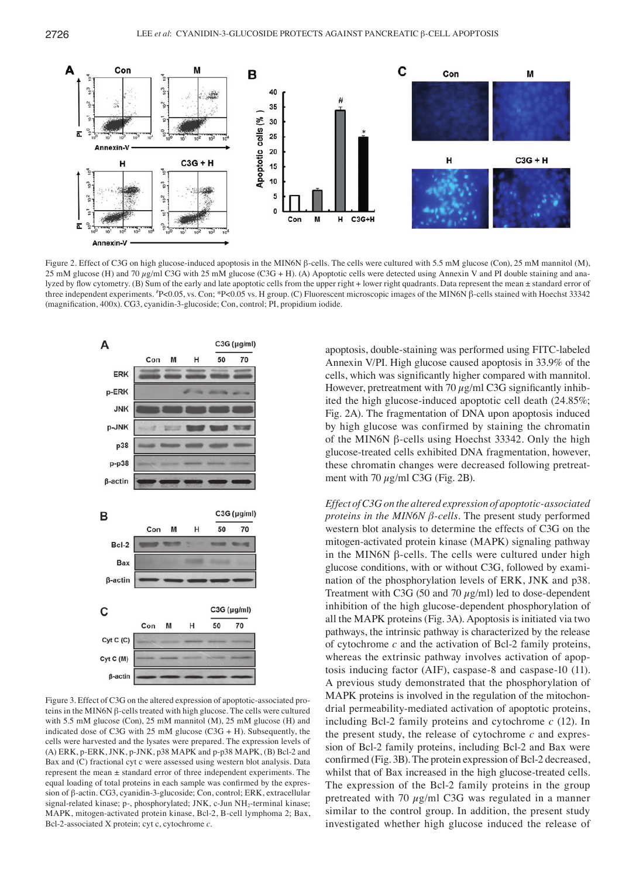Figure 2. Effect of C3G on high glucose-induced apoptosis in the MIN6N β-cells. The cells were cultured with 5.5 mM glucose (Con), 25 mM mannitol (M), 25 mM glucose (H) and 70 µg/ml C3G with 25 mM glucose (C3G + H). (A) Apoptotic cells were detected using Annexin V and PI double staining and analyzed by flow cytometry. (B) Sum of the early and late apoptotic cells from the upper right + lower right quadrants. Data represent the mean ± standard error of three independent experiments. #P<0.05, vs. Con; *P<0.05 vs. H group. (C) Fluorescent microscopic images of the MIN6N β-cells stained with Hoechst 33342 (magnification, 400x). CG3, cyanidin-3-glucoside; Con, control; PI, propidium iodide.

Figure 3. Effect of C3G on the altered expression of apoptotic-associated proteins in the MIN6N β-cells treated with high glucose. The cells were cultured with 5.5 mM glucose (Con), 25 mM mannitol (M), 25 mM glucose (H) and indicated dose of C3G with 25 mM glucose (C3G + H). Subsequently, the cells were harvested and the lysates were prepared. The expression levels of (A) ERK, p-ERK, JNK, p-JNK, p38 MAPK and p-p38 MAPK, (B) Bcl-2 and Bax and (C) fractional cyt c were assessed using western blot analysis. Data represent the mean ± standard error of three independent experiments. The equal loading of total proteins in each sample was confirmed by the expression of β-actin. CG3, cyanidin-3-glucoside; Con, control; ERK, extracellular signal-related kinase; p-, phosphorylated; JNK, c-Jun $NH_2$-terminal kinase; MAPK, mitogen-activated protein kinase, Bcl-2, B-cell lymphoma 2; Bax, Bcl-2-associated X protein; cyt c, cytochrome *c*.

apoptosis, double-staining was performed using FITC-labeled Annexin V/PI. High glucose caused apoptosis in 33.9% of the cells, which was significantly higher compared with mannitol. However, pretreatment with 70 µg/ml C3G significantly inhibited the high glucose-induced apoptotic cell death (24.85%; Fig. 2A). The fragmentation of DNA upon apoptosis induced by high glucose was confirmed by staining the chromatin of the MIN6N β-cells using Hoechst 33342. Only the high glucose-treated cells exhibited DNA fragmentation, however, these chromatin changes were decreased following pretreatment with 70 µg/ml C3G (Fig. 2B).

*Effect of C3G on the altered expression of apoptotic-associated proteins in the MIN6N β-cells*. The present study performed western blot analysis to determine the effects of C3G on the mitogen-activated protein kinase (MAPK) signaling pathway in the MIN6N β-cells. The cells were cultured under high glucose conditions, with or without C3G, followed by examination of the phosphorylation levels of ERK, JNK and p38. Treatment with C3G (50 and 70 µg/ml) led to dose-dependent inhibition of the high glucose-dependent phosphorylation of all the MAPK proteins (Fig. 3A). Apoptosis is initiated via two pathways, the intrinsic pathway is characterized by the release of cytochrome *c* and the activation of Bcl-2 family proteins, whereas the extrinsic pathway involves activation of apoptosis inducing factor (AIF), caspase-8 and caspase-10 (11). A previous study demonstrated that the phosphorylation of MAPK proteins is involved in the regulation of the mitochondrial permeability-mediated activation of apoptotic proteins, including Bcl-2 family proteins and cytochrome *c* (12). In the present study, the release of cytochrome *c* and expression of Bcl-2 family proteins, including Bcl-2 and Bax were confirmed (Fig. 3B). The protein expression of Bcl-2 decreased, whilst that of Bax increased in the high glucose-treated cells. The expression of the Bcl-2 family proteins in the group pretreated with 70 µg/ml C3G was regulated in a manner similar to the control group. In addition, the present study investigated whether high glucose induced the release of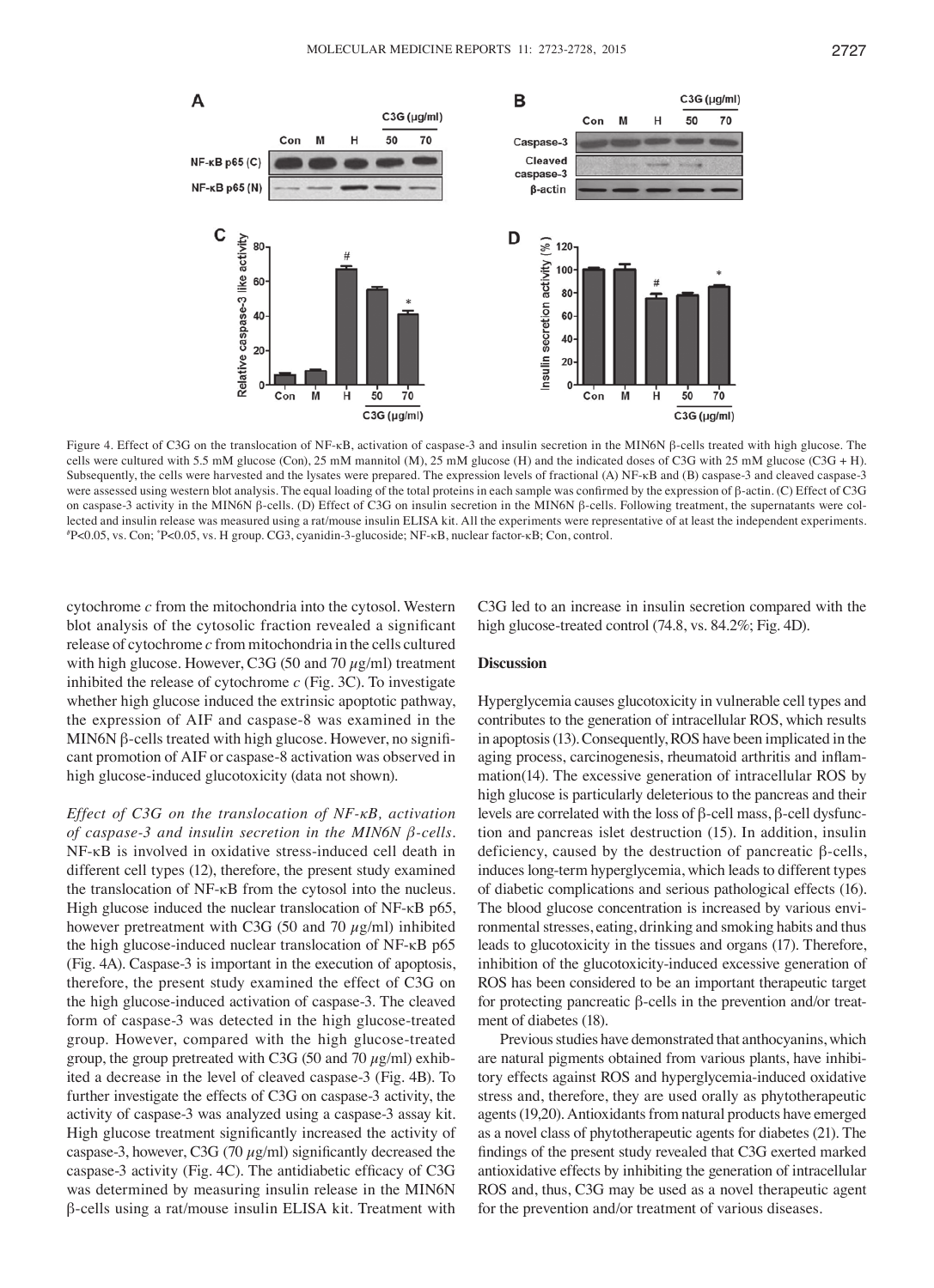Figure 4. Effect of C3G on the translocation of NF-κB, activation of caspase-3 and insulin secretion in the MIN6N β-cells treated with high glucose. The cells were cultured with 5.5 mM glucose (Con), 25 mM mannitol (M), 25 mM glucose (H) and the indicated doses of C3G with 25 mM glucose (C3G + H). Subsequently, the cells were harvested and the lysates were prepared. The expression levels of fractional (A) NF-κB and (B) caspase-3 and cleaved caspase-3 were assessed using western blot analysis. The equal loading of the total proteins in each sample was confirmed by the expression of β-actin. (C) Effect of C3G on caspase-3 activity in the MIN6N β-cells. (D) Effect of C3G on insulin secretion in the MIN6N β-cells. Following treatment, the supernatants were collected and insulin release was measured using a rat/mouse insulin ELISA kit. All the experiments were representative of at least the independent experiments. #P<0.05, vs. Con; *P<0.05, vs. H group. CG3, cyanidin-3-glucoside; NF-κB, nuclear factor-κB; Con, control.

cytochrome *c* from the mitochondria into the cytosol. Western blot analysis of the cytosolic fraction revealed a significant release of cytochrome *c* from mitochondria in the cells cultured with high glucose. However, C3G (50 and 70 $\mu$g/ml) treatment inhibited the release of cytochrome *c* (Fig. 3C). To investigate whether high glucose induced the extrinsic apoptotic pathway, the expression of AIF and caspase-8 was examined in the MIN6N β-cells treated with high glucose. However, no significant promotion of AIF or caspase-8 activation was observed in high glucose-induced glucotoxicity (data not shown).

*Effect of C3G on the translocation of NF-κB, activation of caspase-3 and insulin secretion in the MIN6N β-cells.* NF-κB is involved in oxidative stress-induced cell death in different cell types (12), therefore, the present study examined the translocation of NF-κB from the cytosol into the nucleus. High glucose induced the nuclear translocation of NF-κB p65, however pretreatment with C3G (50 and 70 $\mu$g/ml) inhibited the high glucose-induced nuclear translocation of NF-κB p65 (Fig. 4A). Caspase-3 is important in the execution of apoptosis, therefore, the present study examined the effect of C3G on the high glucose-induced activation of caspase-3. The cleaved form of caspase-3 was detected in the high glucose-treated group. However, compared with the high glucose-treated group, the group pretreated with C3G (50 and 70 $\mu$g/ml) exhibited a decrease in the level of cleaved caspase-3 (Fig. 4B). To further investigate the effects of C3G on caspase-3 activity, the activity of caspase-3 was analyzed using a caspase-3 assay kit. High glucose treatment significantly increased the activity of caspase-3, however, C3G (70 $\mu$g/ml) significantly decreased the caspase-3 activity (Fig. 4C). The antidiabetic efficacy of C3G was determined by measuring insulin release in the MIN6N β-cells using a rat/mouse insulin ELISA kit. Treatment with C3G led to an increase in insulin secretion compared with the high glucose-treated control (74.8, vs. 84.2%; Fig. 4D).

## Discussion

Hyperglycemia causes glucotoxicity in vulnerable cell types and contributes to the generation of intracellular ROS, which results in apoptosis (13). Consequently, ROS have been implicated in the aging process, carcinogenesis, rheumatoid arthritis and inflammation(14). The excessive generation of intracellular ROS by high glucose is particularly deleterious to the pancreas and their levels are correlated with the loss of β-cell mass, β-cell dysfunction and pancreas islet destruction (15). In addition, insulin deficiency, caused by the destruction of pancreatic β-cells, induces long-term hyperglycemia, which leads to different types of diabetic complications and serious pathological effects (16). The blood glucose concentration is increased by various environmental stresses, eating, drinking and smoking habits and thus leads to glucotoxicity in the tissues and organs (17). Therefore, inhibition of the glucotoxicity-induced excessive generation of ROS has been considered to be an important therapeutic target for protecting pancreatic β-cells in the prevention and/or treatment of diabetes (18).

Previous studies have demonstrated that anthocyanins, which are natural pigments obtained from various plants, have inhibitory effects against ROS and hyperglycemia-induced oxidative stress and, therefore, they are used orally as phytotherapeutic agents (19,20). Antioxidants from natural products have emerged as a novel class of phytotherapeutic agents for diabetes (21). The findings of the present study revealed that C3G exerted marked antioxidative effects by inhibiting the generation of intracellular ROS and, thus, C3G may be used as a novel therapeutic agent for the prevention and/or treatment of various diseases.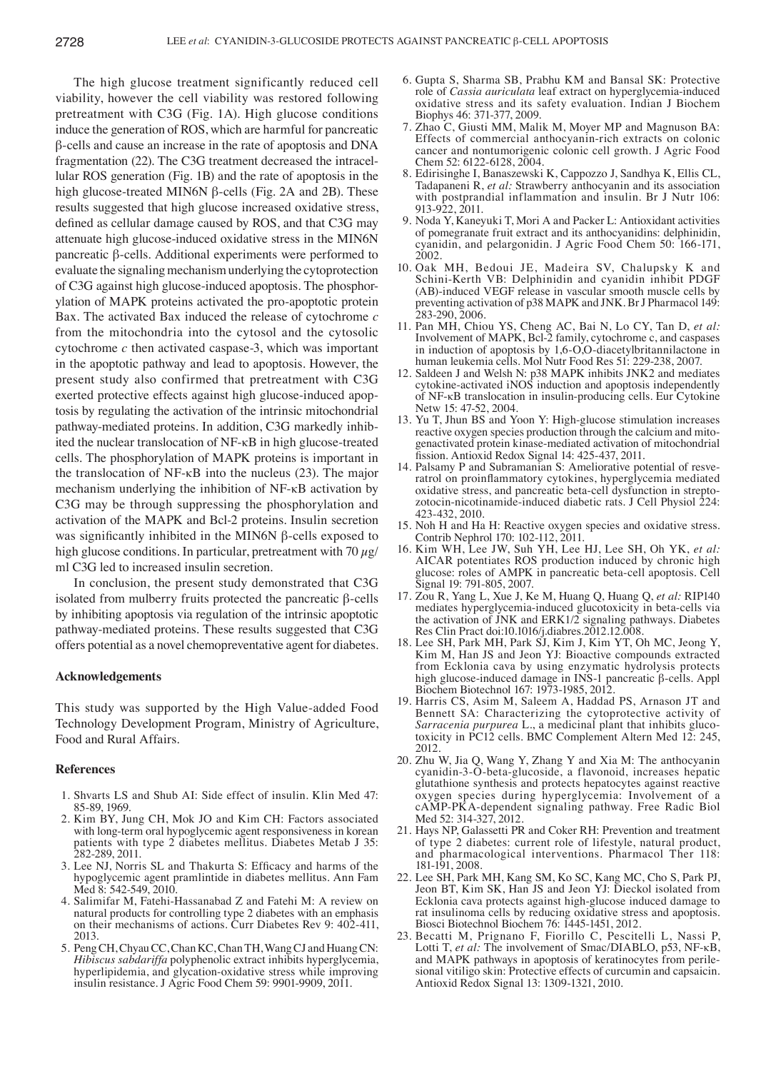The high glucose treatment significantly reduced cell viability, however the cell viability was restored following pretreatment with C3G (Fig. 1A). High glucose conditions induce the generation of ROS, which are harmful for pancreatic β-cells and cause an increase in the rate of apoptosis and DNA fragmentation (22). The C3G treatment decreased the intracellular ROS generation (Fig. 1B) and the rate of apoptosis in the high glucose-treated MIN6N β-cells (Fig. 2A and 2B). These results suggested that high glucose increased oxidative stress, defined as cellular damage caused by ROS, and that C3G may attenuate high glucose-induced oxidative stress in the MIN6N pancreatic β-cells. Additional experiments were performed to evaluate the signaling mechanism underlying the cytoprotection of C3G against high glucose-induced apoptosis. The phosphorylation of MAPK proteins activated the pro-apoptotic protein Bax. The activated Bax induced the release of cytochrome *c* from the mitochondria into the cytosol and the cytosolic cytochrome *c* then activated caspase-3, which was important in the apoptotic pathway and lead to apoptosis. However, the present study also confirmed that pretreatment with C3G exerted protective effects against high glucose-induced apoptosis by regulating the activation of the intrinsic mitochondrial pathway-mediated proteins. In addition, C3G markedly inhibited the nuclear translocation of NF-κB in high glucose-treated cells. The phosphorylation of MAPK proteins is important in the translocation of NF-κB into the nucleus (23). The major mechanism underlying the inhibition of NF-κB activation by C3G may be through suppressing the phosphorylation and activation of the MAPK and Bcl-2 proteins. Insulin secretion was significantly inhibited in the MIN6N β-cells exposed to high glucose conditions. In particular, pretreatment with 70 $\mu$g/ml C3G led to increased insulin secretion.

In conclusion, the present study demonstrated that C3G isolated from mulberry fruits protected the pancreatic β-cells by inhibiting apoptosis via regulation of the intrinsic apoptotic pathway-mediated proteins. These results suggested that C3G offers potential as a novel chemopreventative agent for diabetes.

## Acknowledgements

This study was supported by the High Value-added Food Technology Development Program, Ministry of Agriculture, Food and Rural Affairs.

## References

1. Shvarts LS and Shub AI: Side effect of insulin. Klin Med 47: 85-89, 1969.
2. Kim BY, Jung CH, Mok JO and Kim CH: Factors associated with long-term oral hypoglycemic agent responsiveness in korean patients with type 2 diabetes mellitus. Diabetes Metab J 35: 282-289, 2011.
3. Lee NJ, Norris SL and Thakurta S: Efficacy and harms of the hypoglycemic agent pramlintide in diabetes mellitus. Ann Fam Med 8: 542-549, 2010.
4. Salimifar M, Fatehi-Hassanabad Z and Fatehi M: A review on natural products for controlling type 2 diabetes with an emphasis on their mechanisms of actions. Curr Diabetes Rev 9: 402-411, 2013.
5. Peng CH, Chyau CC, Chan KC, Chan TH, Wang CJ and Huang CN: *Hibiscus sabdariffa* polyphenolic extract inhibits hyperglycemia, hyperlipidemia, and glycation-oxidative stress while improving insulin resistance. J Agric Food Chem 59: 9901-9909, 2011.
6. Gupta S, Sharma SB, Prabhu KM and Bansal SK: Protective role of *Cassia auriculata* leaf extract on hyperglycemia-induced oxidative stress and its safety evaluation. Indian J Biochem Biophys 46: 371-377, 2009.
7. Zhao C, Giusti MM, Malik M, Moyer MP and Magnuson BA: Effects of commercial anthocyanin-rich extracts on colonic cancer and nontumorigenic colonic cell growth. J Agric Food Chem 52: 6122-6128, 2004.
8. Edirisinghe I, Banaszewski K, Cappozzo J, Sandhya K, Ellis CL, Tadapaneni R, *et al:* Strawberry anthocyanin and its association with postprandial inflammation and insulin. Br J Nutr 106: 913-922, 2011.
9. Noda Y, Kaneyuki T, Mori A and Packer L: Antioxidant activities of pomegranate fruit extract and its anthocyanidins: delphinidin, cyanidin, and pelargonidin. J Agric Food Chem 50: 166-171, 2002.
10. Oak MH, Bedoui JE, Madeira SV, Chalupsky K and Schini-Kerth VB: Delphinidin and cyanidin inhibit PDGF (AB)-induced VEGF release in vascular smooth muscle cells by preventing activation of p38 MAPK and JNK. Br J Pharmacol 149: 283-290, 2006.
11. Pan MH, Chiou YS, Cheng AC, Bai N, Lo CY, Tan D, *et al:* Involvement of MAPK, Bcl-2 family, cytochrome c, and caspases in induction of apoptosis by 1,6-O,O-diacetylbritannilactone in human leukemia cells. Mol Nutr Food Res 51: 229-238, 2007.
12. Saldeen J and Welsh N: p38 MAPK inhibits JNK2 and mediates cytokine-activated iNOS induction and apoptosis independently of NF-κB translocation in insulin-producing cells. Eur Cytokine Netw 15: 47-52, 2004.
13. Yu T, Jhun BS and Yoon Y: High-glucose stimulation increases reactive oxygen species production through the calcium and mitogenactivated protein kinase-mediated activation of mitochondrial fission. Antioxid Redox Signal 14: 425-437, 2011.
14. Palsamy P and Subramanian S: Ameliorative potential of resveratrol on proinflammatory cytokines, hyperglycemia mediated oxidative stress, and pancreatic beta-cell dysfunction in streptozotocin-nicotinamide-induced diabetic rats. J Cell Physiol 224: 423-432, 2010.
15. Noh H and Ha H: Reactive oxygen species and oxidative stress. Contrib Nephrol 170: 102-112, 2011.
16. Kim WH, Lee JW, Suh YH, Lee HJ, Lee SH, Oh YK, *et al:* AICAR potentiates ROS production induced by chronic high glucose: roles of AMPK in pancreatic beta-cell apoptosis. Cell Signal 19: 791-805, 2007.
17. Zou R, Yang L, Xue J, Ke M, Huang Q, Huang Q, *et al:* RIP140 mediates hyperglycemia-induced glucotoxicity in beta-cells via the activation of JNK and ERK1/2 signaling pathways. Diabetes Res Clin Pract doi:10.1016/j.diabres.2012.12.008.
18. Lee SH, Park MH, Park SJ, Kim J, Kim YT, Oh MC, Jeong Y, Kim M, Han JS and Jeon YJ: Bioactive compounds extracted from Ecklonia cava by using enzymatic hydrolysis protects high glucose-induced damage in INS-1 pancreatic β-cells. Appl Biochem Biotechnol 167: 1973-1985, 2012.
19. Harris CS, Asim M, Saleem A, Haddad PS, Arnason JT and Bennett SA: Characterizing the cytoprotective activity of *Sarracenia purpurea* L., a medicinal plant that inhibits glucotoxicity in PC12 cells. BMC Complement Altern Med 12: 245, 2012.
20. Zhu W, Jia Q, Wang Y, Zhang Y and Xia M: The anthocyanin cyanidin-3-O-beta-glucoside, a flavonoid, increases hepatic glutathione synthesis and protects hepatocytes against reactive oxygen species during hyperglycemia: Involvement of a cAMP-PKA-dependent signaling pathway. Free Radic Biol Med 52: 314-327, 2012.
21. Hays NP, Galassetti PR and Coker RH: Prevention and treatment of type 2 diabetes: current role of lifestyle, natural product, and pharmacological interventions. Pharmacol Ther 118: 181-191, 2008.
22. Lee SH, Park MH, Kang SM, Ko SC, Kang MC, Cho S, Park PJ, Jeon BT, Kim SK, Han JS and Jeon YJ: Dieckol isolated from Ecklonia cava protects against high-glucose induced damage to rat insulinoma cells by reducing oxidative stress and apoptosis. Biosci Biotechnol Biochem 76: 1445-1451, 2012.
23. Becatti M, Prignano F, Fiorillo C, Pescitelli L, Nassi P, Lotti T, *et al:* The involvement of Smac/DIABLO, p53, NF-κB, and MAPK pathways in apoptosis of keratinocytes from perilesional vitiligo skin: Protective effects of curcumin and capsaicin. Antioxid Redox Signal 13: 1309-1321, 2010.